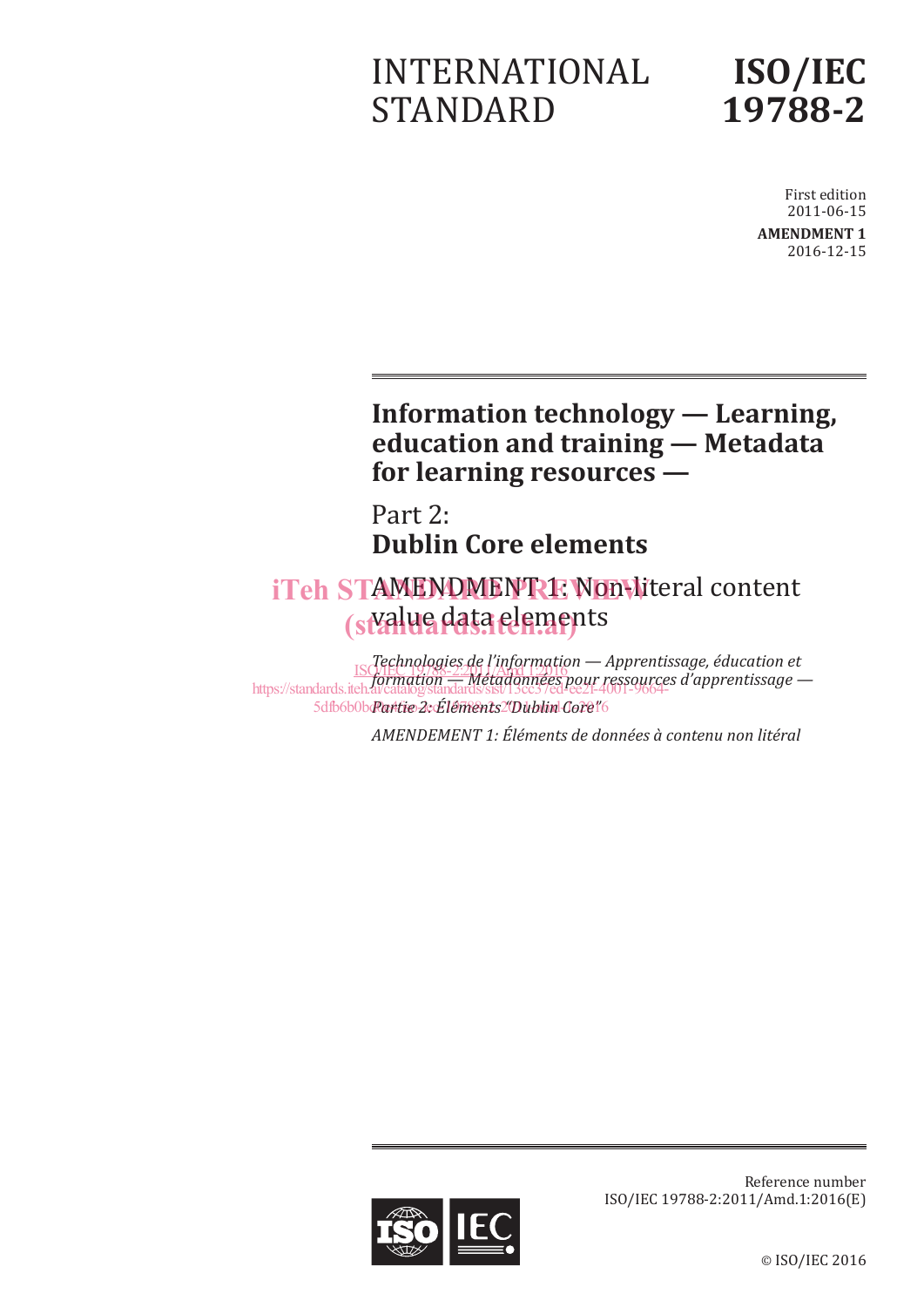# INTERNATIONAL STANDARD

# ISO/IEC 19788-2

First edition
2011-06-15

**AMENDMENT 1**
2016-12-15

## Information technology — Learning, education and training — Metadata for learning resources —

## Part 2: Dublin Core elements

AMENDMENT 1: Non-literal content value data elements

*Technologies de l'information — Apprentissage, éducation et formation — Métadonnées pour ressources d'apprentissage — Partie 2: Éléments "Dublin Core"*

*AMENDEMENT 1: Éléments de données à contenu non litéral*

iTeh STANDARD PREVIEW
(standards.iteh.ai)

ISO/IEC 19788-2:2011/Amd 1:2016
https://standards.iteh.ai/catalog/standards/sist/13cc37ed-ee2f-4001-9664-5dfb6b0bc4/iso-iec-19788-2-2011-amd-1-2016

Reference number
ISO/IEC 19788-2:2011/Amd.1:2016(E)

© ISO/IEC 2016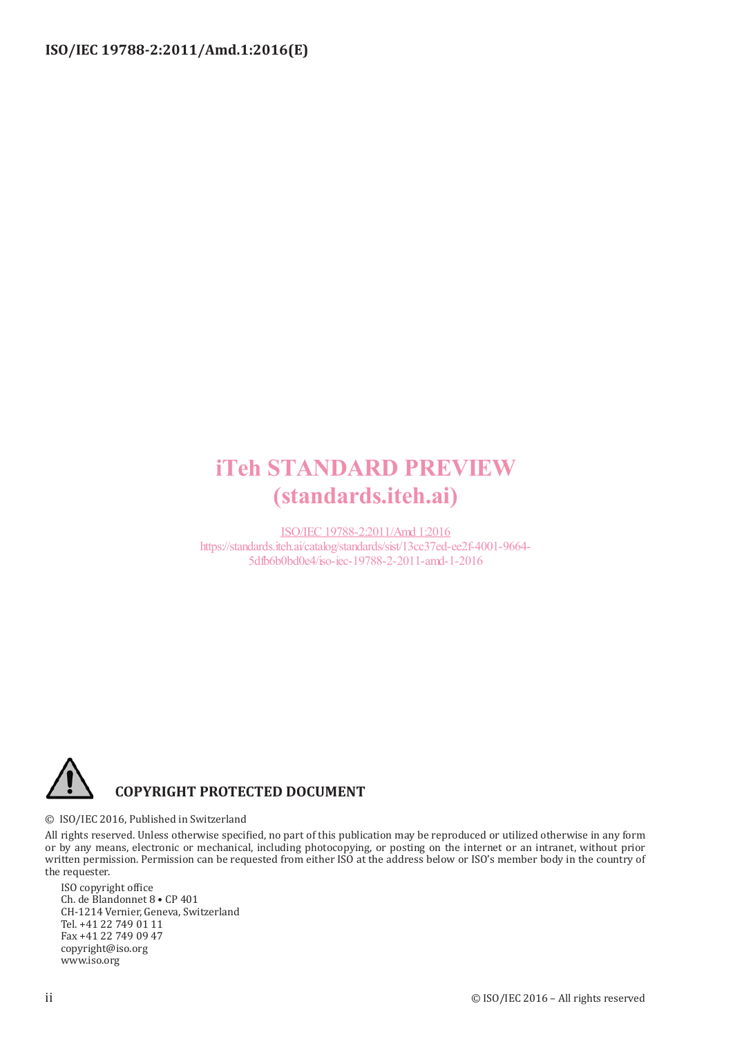iTeh STANDARD PREVIEW
(standards.iteh.ai)

ISO/IEC 19788-2:2011/Amd 1:2016
https://standards.iteh.ai/catalog/standards/sist/13cc37ed-ee2f-4001-9664-5dfb6b0bd0e4/iso-iec-19788-2-2011-amd-1-2016

**COPYRIGHT PROTECTED DOCUMENT**

© ISO/IEC 2016, Published in Switzerland

All rights reserved. Unless otherwise specified, no part of this publication may be reproduced or utilized otherwise in any form or by any means, electronic or mechanical, including photocopying, or posting on the internet or an intranet, without prior written permission. Permission can be requested from either ISO at the address below or ISO's member body in the country of the requester.

ISO copyright office
Ch. de Blandonnet 8 • CP 401
CH-1214 Vernier, Geneva, Switzerland
Tel. +41 22 749 01 11
Fax +41 22 749 09 47
copyright@iso.org
www.iso.org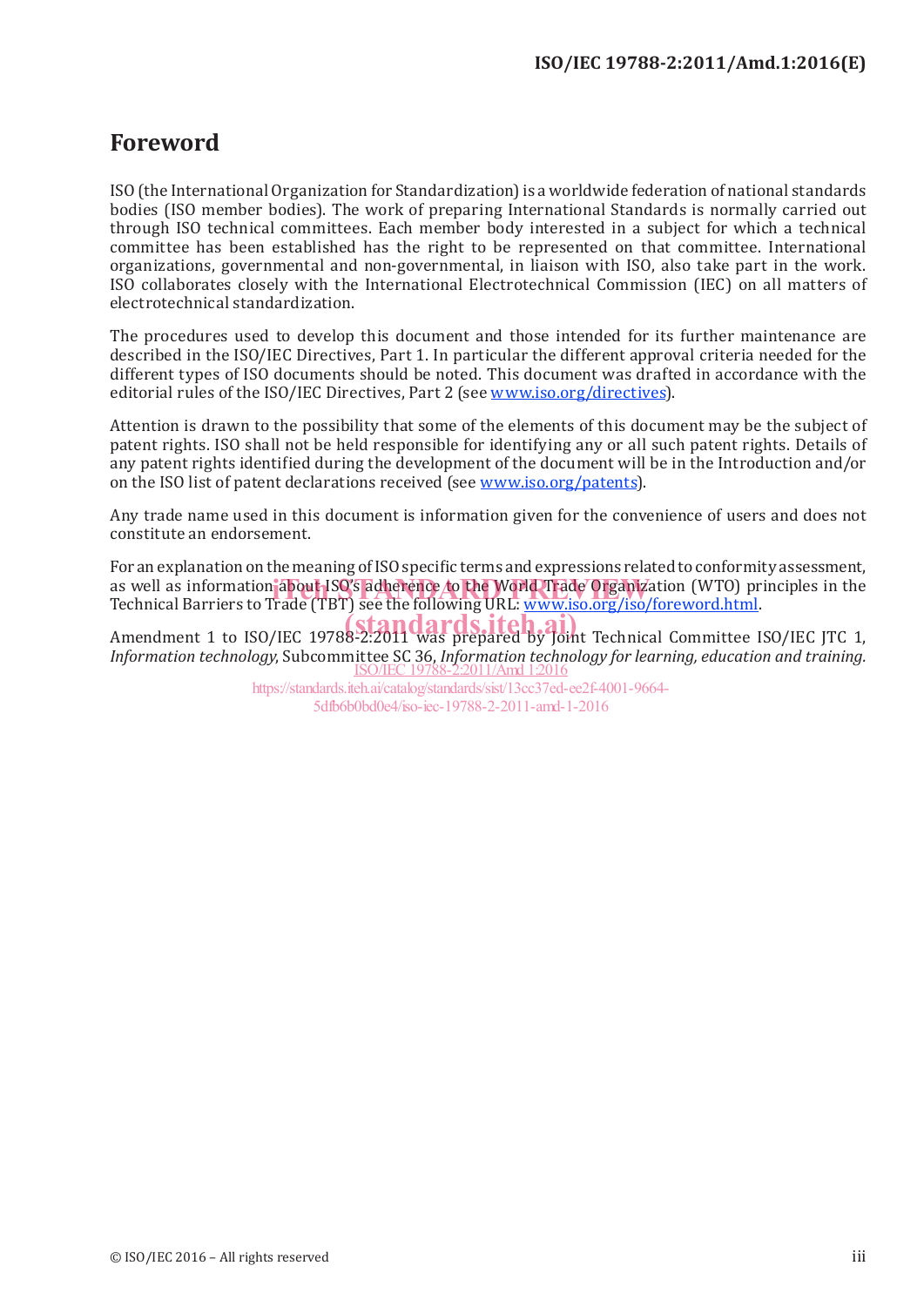# Foreword

ISO (the International Organization for Standardization) is a worldwide federation of national standards bodies (ISO member bodies). The work of preparing International Standards is normally carried out through ISO technical committees. Each member body interested in a subject for which a technical committee has been established has the right to be represented on that committee. International organizations, governmental and non-governmental, in liaison with ISO, also take part in the work. ISO collaborates closely with the International Electrotechnical Commission (IEC) on all matters of electrotechnical standardization.

The procedures used to develop this document and those intended for its further maintenance are described in the ISO/IEC Directives, Part 1. In particular the different approval criteria needed for the different types of ISO documents should be noted. This document was drafted in accordance with the editorial rules of the ISO/IEC Directives, Part 2 (see www.iso.org/directives).

Attention is drawn to the possibility that some of the elements of this document may be the subject of patent rights. ISO shall not be held responsible for identifying any or all such patent rights. Details of any patent rights identified during the development of the document will be in the Introduction and/or on the ISO list of patent declarations received (see www.iso.org/patents).

Any trade name used in this document is information given for the convenience of users and does not constitute an endorsement.

For an explanation on the meaning of ISO specific terms and expressions related to conformity assessment, as well as information about ISO's adherence to the World Trade Organization (WTO) principles in the Technical Barriers to Trade (TBT) see the following URL: www.iso.org/iso/foreword.html.

Amendment 1 to ISO/IEC 19788-2:2011 was prepared by Joint Technical Committee ISO/IEC JTC 1, *Information technology*, Subcommittee SC 36, *Information technology for learning, education and training.*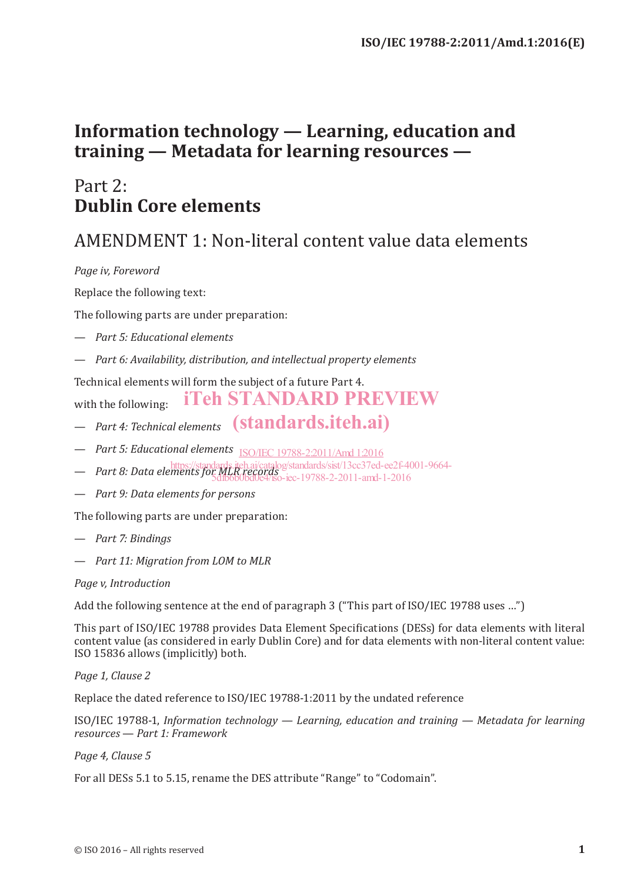# Information technology — Learning, education and training — Metadata for learning resources —

## Part 2: **Dublin Core elements**

## AMENDMENT 1: Non-literal content value data elements

*Page iv, Foreword*

Replace the following text:

The following parts are under preparation:

— *Part 5: Educational elements*

— *Part 6: Availability, distribution, and intellectual property elements*

Technical elements will form the subject of a future Part 4.

with the following:

— *Part 4: Technical elements*

— *Part 5: Educational elements*

— *Part 8: Data elements for MLR records*

— *Part 9: Data elements for persons*

The following parts are under preparation:

— *Part 7: Bindings*

— *Part 11: Migration from LOM to MLR*

*Page v, Introduction*

Add the following sentence at the end of paragraph 3 ("This part of ISO/IEC 19788 uses …")

This part of ISO/IEC 19788 provides Data Element Specifications (DESs) for data elements with literal content value (as considered in early Dublin Core) and for data elements with non-literal content value: ISO 15836 allows (implicitly) both.

*Page 1, Clause 2*

Replace the dated reference to ISO/IEC 19788-1:2011 by the undated reference

ISO/IEC 19788-1, *Information technology — Learning, education and training — Metadata for learning resources — Part 1: Framework*

*Page 4, Clause 5*

For all DESs 5.1 to 5.15, rename the DES attribute "Range" to "Codomain".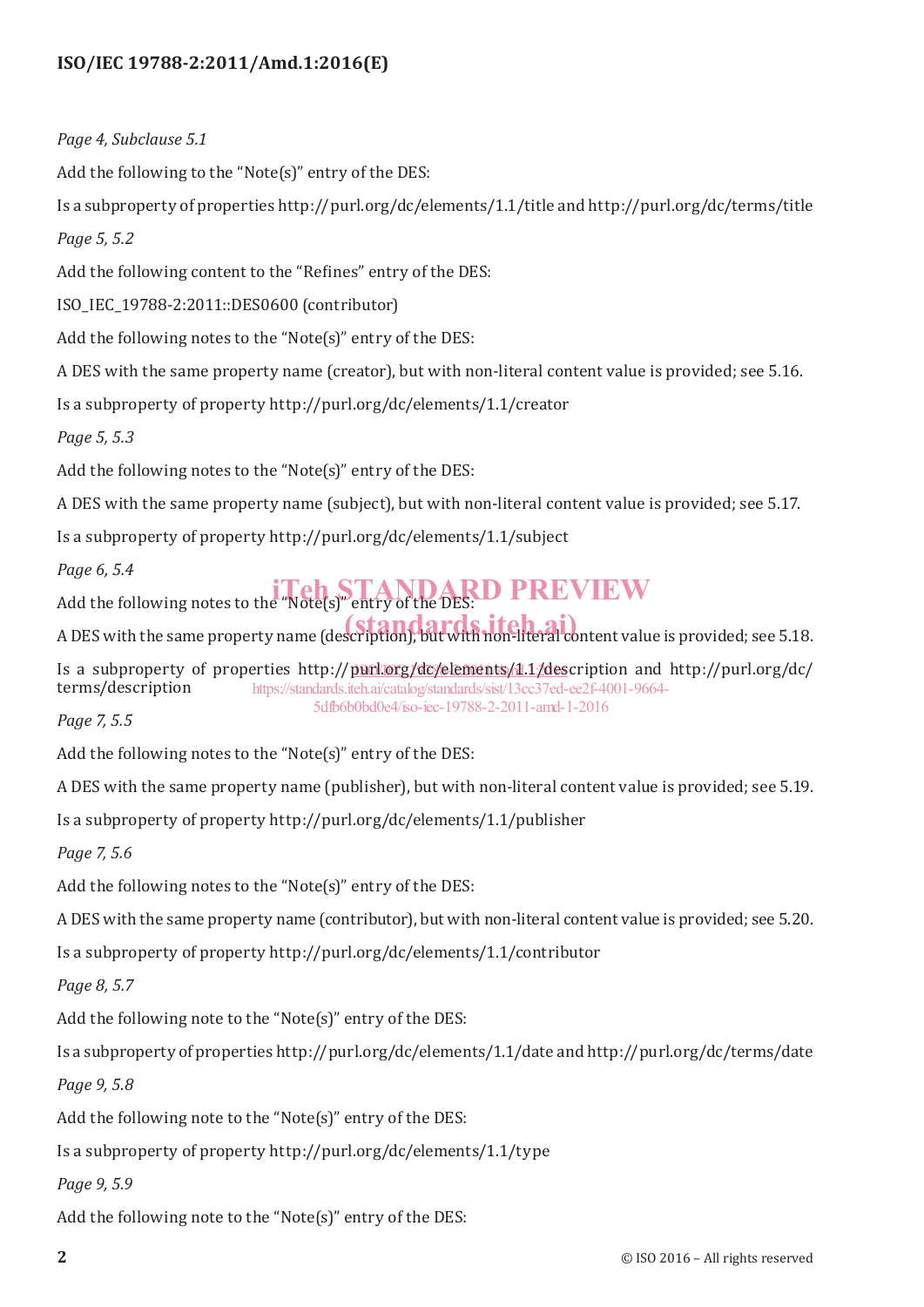*Page 4, Subclause 5.1*

Add the following to the "Note(s)" entry of the DES:

Is a subproperty of properties http:// purl.org/dc/elements/1.1/title and http://purl.org/dc/terms/title

*Page 5, 5.2*

Add the following content to the "Refines" entry of the DES:

ISO_IEC_19788-2:2011::DES0600 (contributor)

Add the following notes to the "Note(s)" entry of the DES:

A DES with the same property name (creator), but with non-literal content value is provided; see 5.16.

Is a subproperty of property http://purl.org/dc/elements/1.1/creator

*Page 5, 5.3*

Add the following notes to the "Note(s)" entry of the DES:

A DES with the same property name (subject), but with non-literal content value is provided; see 5.17.

Is a subproperty of property http://purl.org/dc/elements/1.1/subject

*Page 6, 5.4*

Add the following notes to the "Note(s)" entry of the DES:

A DES with the same property name (description), but with non-literal content value is provided; see 5.18.

Is a subproperty of properties http:// purl.org/dc/elements/1.1/description and http://purl.org/dc/terms/description

*Page 7, 5.5*

Add the following notes to the "Note(s)" entry of the DES:

A DES with the same property name (publisher), but with non-literal content value is provided; see 5.19.

Is a subproperty of property http://purl.org/dc/elements/1.1/publisher

*Page 7, 5.6*

Add the following notes to the "Note(s)" entry of the DES:

A DES with the same property name (contributor), but with non-literal content value is provided; see 5.20.

Is a subproperty of property http://purl.org/dc/elements/1.1/contributor

*Page 8, 5.7*

Add the following note to the "Note(s)" entry of the DES:

Is a subproperty of properties http:// purl.org/dc/elements/1.1/date and http:// purl.org/dc/terms/date

*Page 9, 5.8*

Add the following note to the "Note(s)" entry of the DES:

Is a subproperty of property http://purl.org/dc/elements/1.1/type

*Page 9, 5.9*

Add the following note to the "Note(s)" entry of the DES: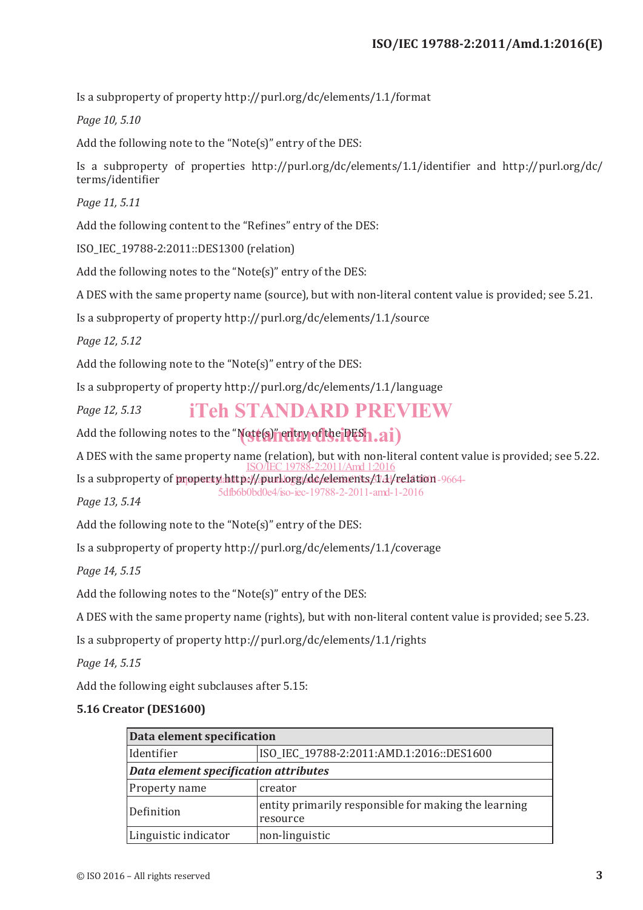Is a subproperty of property http://purl.org/dc/elements/1.1/format

*Page 10, 5.10*

Add the following note to the "Note(s)" entry of the DES:

Is a subproperty of properties http://purl.org/dc/elements/1.1/identifier and http://purl.org/dc/terms/identifier

*Page 11, 5.11*

Add the following content to the "Refines" entry of the DES:

ISO_IEC_19788-2:2011::DES1300 (relation)

Add the following notes to the "Note(s)" entry of the DES:

A DES with the same property name (source), but with non-literal content value is provided; see 5.21.

Is a subproperty of property http://purl.org/dc/elements/1.1/source

*Page 12, 5.12*

Add the following note to the "Note(s)" entry of the DES:

Is a subproperty of property http://purl.org/dc/elements/1.1/language

*Page 12, 5.13*

Add the following notes to the "Note(s)" entry of the DES:

A DES with the same property name (relation), but with non-literal content value is provided; see 5.22.

Is a subproperty of property http://purl.org/dc/elements/1.1/relation

*Page 13, 5.14*

Add the following note to the "Note(s)" entry of the DES:

Is a subproperty of property http://purl.org/dc/elements/1.1/coverage

*Page 14, 5.15*

Add the following notes to the "Note(s)" entry of the DES:

A DES with the same property name (rights), but with non-literal content value is provided; see 5.23.

Is a subproperty of property http://purl.org/dc/elements/1.1/rights

*Page 14, 5.15*

Add the following eight subclauses after 5.15:

**5.16 Creator (DES1600)**

| **Data element specification** | |
|---|---|
| Identifier | ISO_IEC_19788-2:2011:AMD.1:2016::DES1600 |
| ***Data element specification attributes*** | |
| Property name | creator |
| Definition | entity primarily responsible for making the learning resource |
| Linguistic indicator | non-linguistic |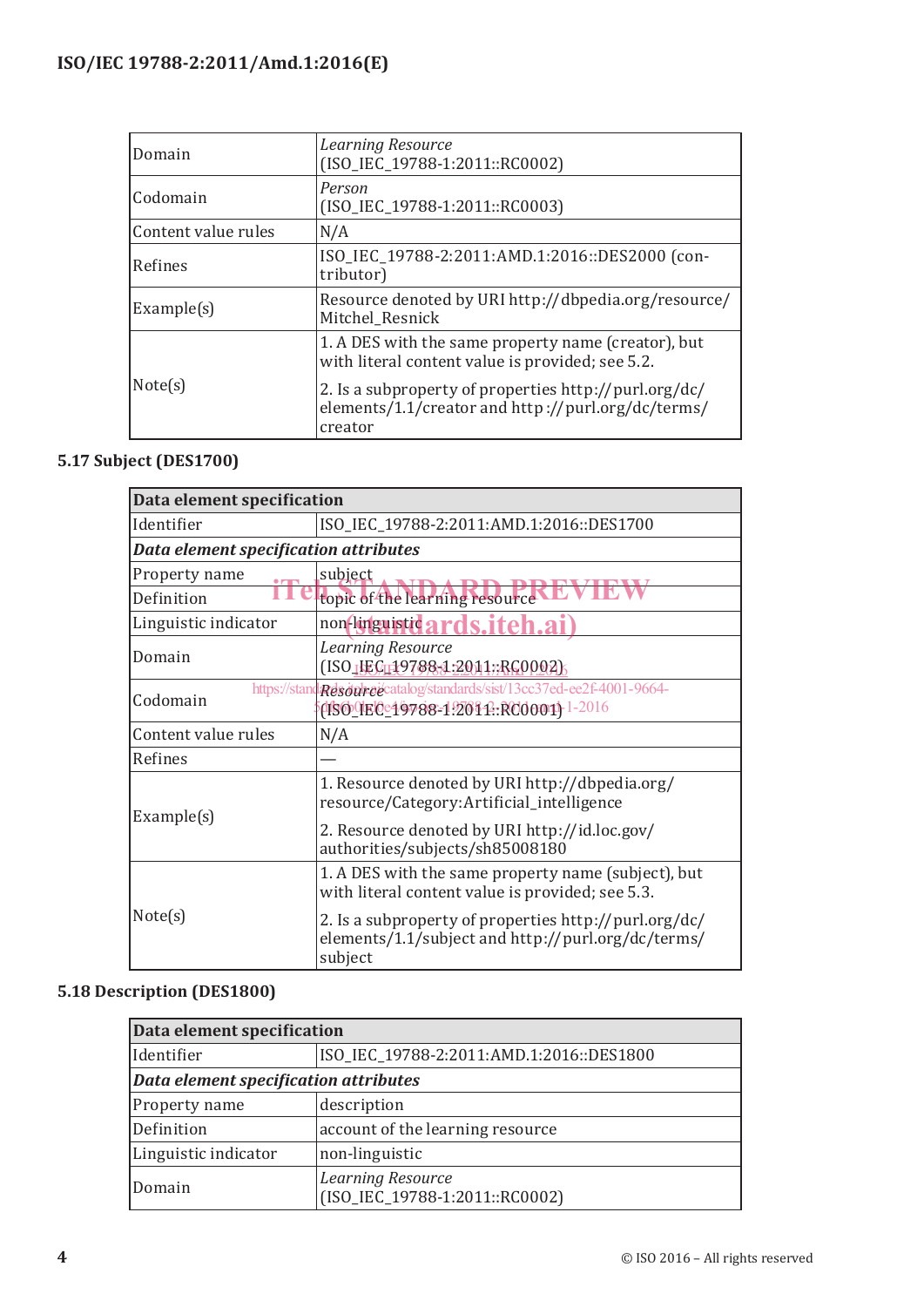| | |
|---|---|
| Domain | *Learning Resource* (ISO_IEC_19788-1:2011::RC0002) |
| Codomain | *Person* (ISO_IEC_19788-1:2011::RC0003) |
| Content value rules | N/A |
| Refines | ISO_IEC_19788-2:2011:AMD.1:2016::DES2000 (contributor) |
| Example(s) | Resource denoted by URI http://dbpedia.org/resource/Mitchel_Resnick |
| Note(s) | 1. A DES with the same property name (creator), but with literal content value is provided; see 5.2.<br><br>2. Is a subproperty of properties http://purl.org/dc/elements/1.1/creator and http://purl.org/dc/terms/creator |

### 5.17 Subject (DES1700)

| **Data element specification** | |
|---|---|
| Identifier | ISO_IEC_19788-2:2011:AMD.1:2016::DES1700 |
| ***Data element specification attributes*** | |
| Property name | subject |
| Definition | topic of the learning resource |
| Linguistic indicator | non-linguistic |
| Domain | *Learning Resource* (ISO_IEC_19788-1:2011::RC0002) |
| Codomain | *Resource* (ISO_IEC_19788-1:2011::RC0001) |
| Content value rules | N/A |
| Refines | — |
| Example(s) | 1. Resource denoted by URI http://dbpedia.org/resource/Category:Artificial_intelligence<br><br>2. Resource denoted by URI http://id.loc.gov/authorities/subjects/sh85008180 |
| Note(s) | 1. A DES with the same property name (subject), but with literal content value is provided; see 5.3.<br><br>2. Is a subproperty of properties http://purl.org/dc/elements/1.1/subject and http://purl.org/dc/terms/subject |

### 5.18 Description (DES1800)

| **Data element specification** | |
|---|---|
| Identifier | ISO_IEC_19788-2:2011:AMD.1:2016::DES1800 |
| ***Data element specification attributes*** | |
| Property name | description |
| Definition | account of the learning resource |
| Linguistic indicator | non-linguistic |
| Domain | *Learning Resource* (ISO_IEC_19788-1:2011::RC0002) |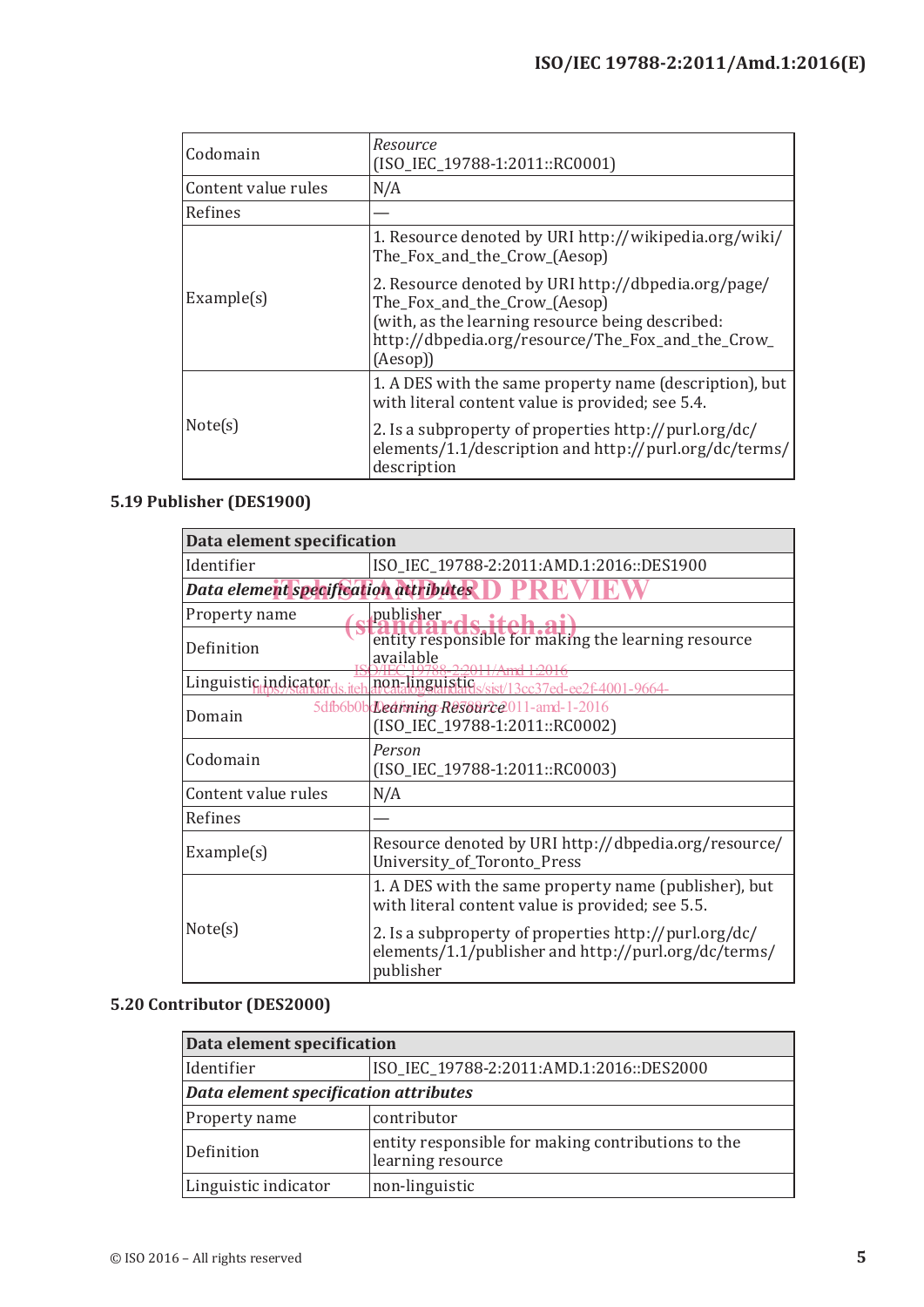| | |
|---|---|
| Codomain | *Resource* (ISO_IEC_19788-1:2011::RC0001) |
| Content value rules | N/A |
| Refines | — |
| Example(s) | 1. Resource denoted by URI http://wikipedia.org/wiki/The_Fox_and_the_Crow_(Aesop)<br>2. Resource denoted by URI http://dbpedia.org/page/The_Fox_and_the_Crow_(Aesop) (with, as the learning resource being described: http://dbpedia.org/resource/The_Fox_and_the_Crow_(Aesop)) |
| Note(s) | 1. A DES with the same property name (description), but with literal content value is provided; see 5.4.<br>2. Is a subproperty of properties http://purl.org/dc/elements/1.1/description and http://purl.org/dc/terms/description |

### 5.19 Publisher (DES1900)

| **Data element specification** | |
|---|---|
| Identifier | ISO_IEC_19788-2:2011:AMD.1:2016::DES1900 |
| ***Data element specification attributes*** | |
| Property name | publisher |
| Definition | entity responsible for making the learning resource available |
| Linguistic indicator | non-linguistic |
| Domain | *Learning Resource* (ISO_IEC_19788-1:2011::RC0002) |
| Codomain | *Person* (ISO_IEC_19788-1:2011::RC0003) |
| Content value rules | N/A |
| Refines | — |
| Example(s) | Resource denoted by URI http://dbpedia.org/resource/University_of_Toronto_Press |
| Note(s) | 1. A DES with the same property name (publisher), but with literal content value is provided; see 5.5.<br>2. Is a subproperty of properties http://purl.org/dc/elements/1.1/publisher and http://purl.org/dc/terms/publisher |

### 5.20 Contributor (DES2000)

| **Data element specification** | |
|---|---|
| Identifier | ISO_IEC_19788-2:2011:AMD.1:2016::DES2000 |
| ***Data element specification attributes*** | |
| Property name | contributor |
| Definition | entity responsible for making contributions to the learning resource |
| Linguistic indicator | non-linguistic |